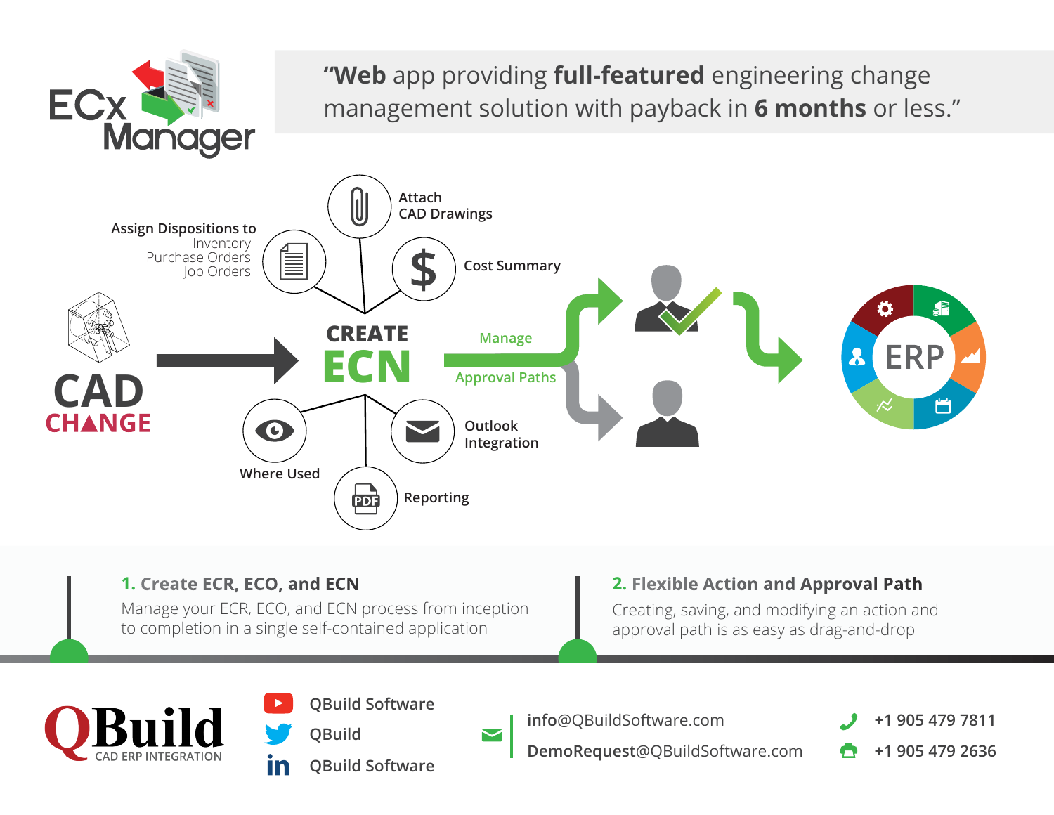# ECx Manager

> "**Web** app providing **full-featured** engineering change management solution with payback in **6 months** or less."

**CAD CHANGE**

**CREATE ECN**

- Assign Dispositions to
  - Inventory
  - Purchase Orders
  - Job Orders
- Attach CAD Drawings
- Cost Summary
- Where Used
- Outlook Integration
- Reporting

Manage Approval Paths

ERP

## 1. Create ECR, ECO, and ECN

Manage your ECR, ECO, and ECN process from inception to completion in a single self-contained application

## 2. Flexible Action and Approval Path

Creating, saving, and modifying an action and approval path is as easy as drag-and-drop

---

**QBuild** CAD ERP INTEGRATION

- YouTube: QBuild Software
- Twitter: QBuild
- LinkedIn: QBuild Software

info@QBuildSoftware.com
DemoRequest@QBuildSoftware.com

Phone: +1 905 479 7811
Fax: +1 905 479 2636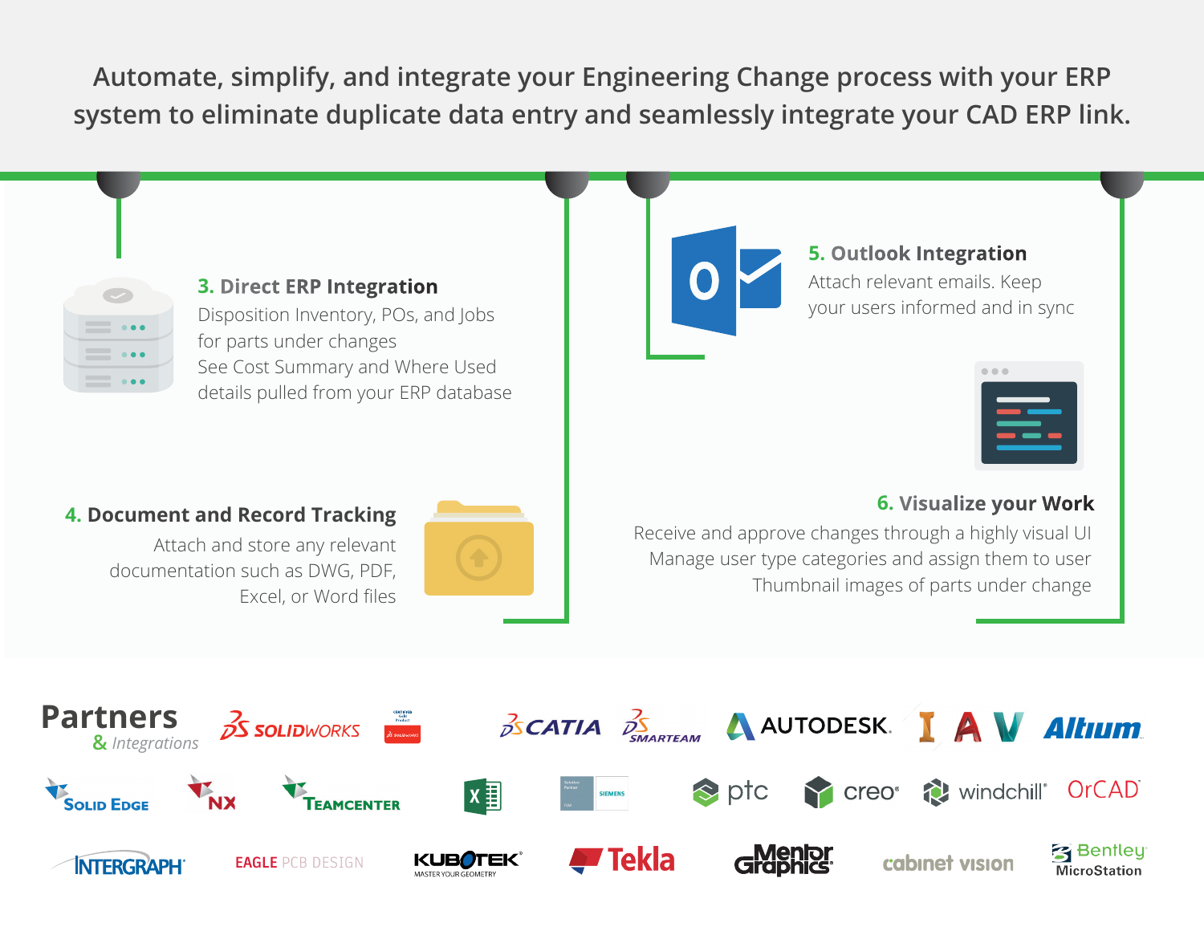Automate, simplify, and integrate your Engineering Change process with your ERP system to eliminate duplicate data entry and seamlessly integrate your CAD ERP link.

### 3. Direct ERP Integration

Disposition Inventory, POs, and Jobs for parts under changes
See Cost Summary and Where Used details pulled from your ERP database

### 4. Document and Record Tracking

Attach and store any relevant documentation such as DWG, PDF, Excel, or Word files

### 5. Outlook Integration

Attach relevant emails. Keep your users informed and in sync

### 6. Visualize your Work

Receive and approve changes through a highly visual UI
Manage user type categories and assign them to user
Thumbnail images of parts under change

## Partners

*& Integrations*

SOLIDWORKS
CATIA
SMARTEAM
AUTODESK
Altium
SOLID EDGE
NX
TEAMCENTER
SIEMENS
ptc
creo
windchill
OrCAD
INTERGRAPH
EAGLE PCB DESIGN
KUBOTEK MASTER YOUR GEOMETRY
Tekla
Mentor Graphics
cabinet vision
Bentley MicroStation